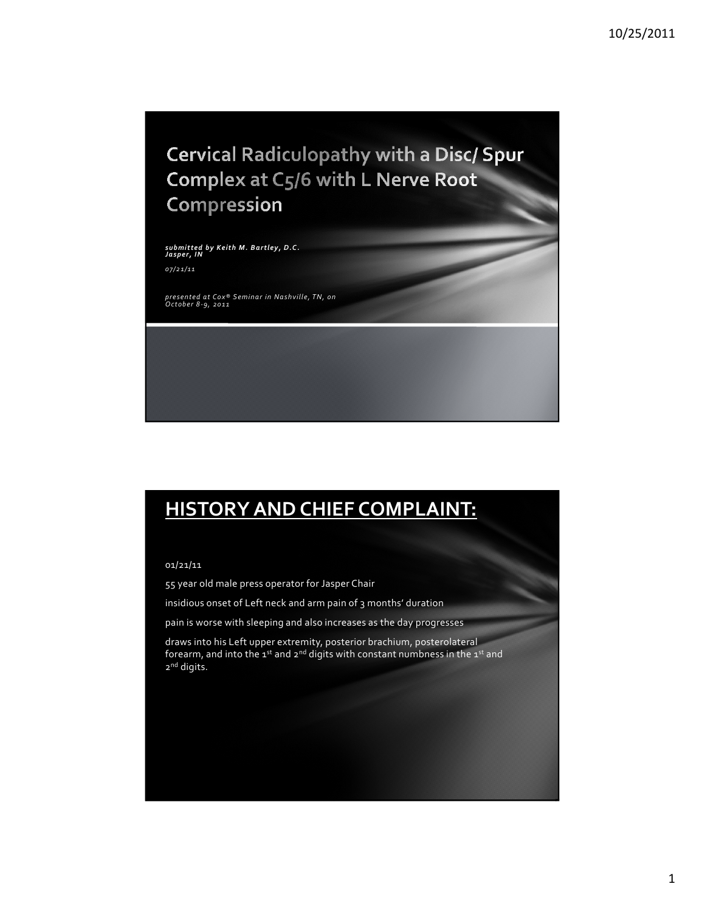# Cervical Radiculopathy with a Disc/ Spur Complex at C5/6 with L Nerve Root Compression

*submitted by Keith M. Bartley, D.C.*
*Jasper, IN*

*07/21/11*

*presented at Cox® Seminar in Nashville, TN, on October 8-9, 2011*

## HISTORY AND CHIEF COMPLAINT:

01/21/11

55 year old male press operator for Jasper Chair

insidious onset of Left neck and arm pain of 3 months' duration

pain is worse with sleeping and also increases as the day progresses

draws into his Left upper extremity, posterior brachium, posterolateral forearm, and into the 1st and 2nd digits with constant numbness in the 1st and 2nd digits.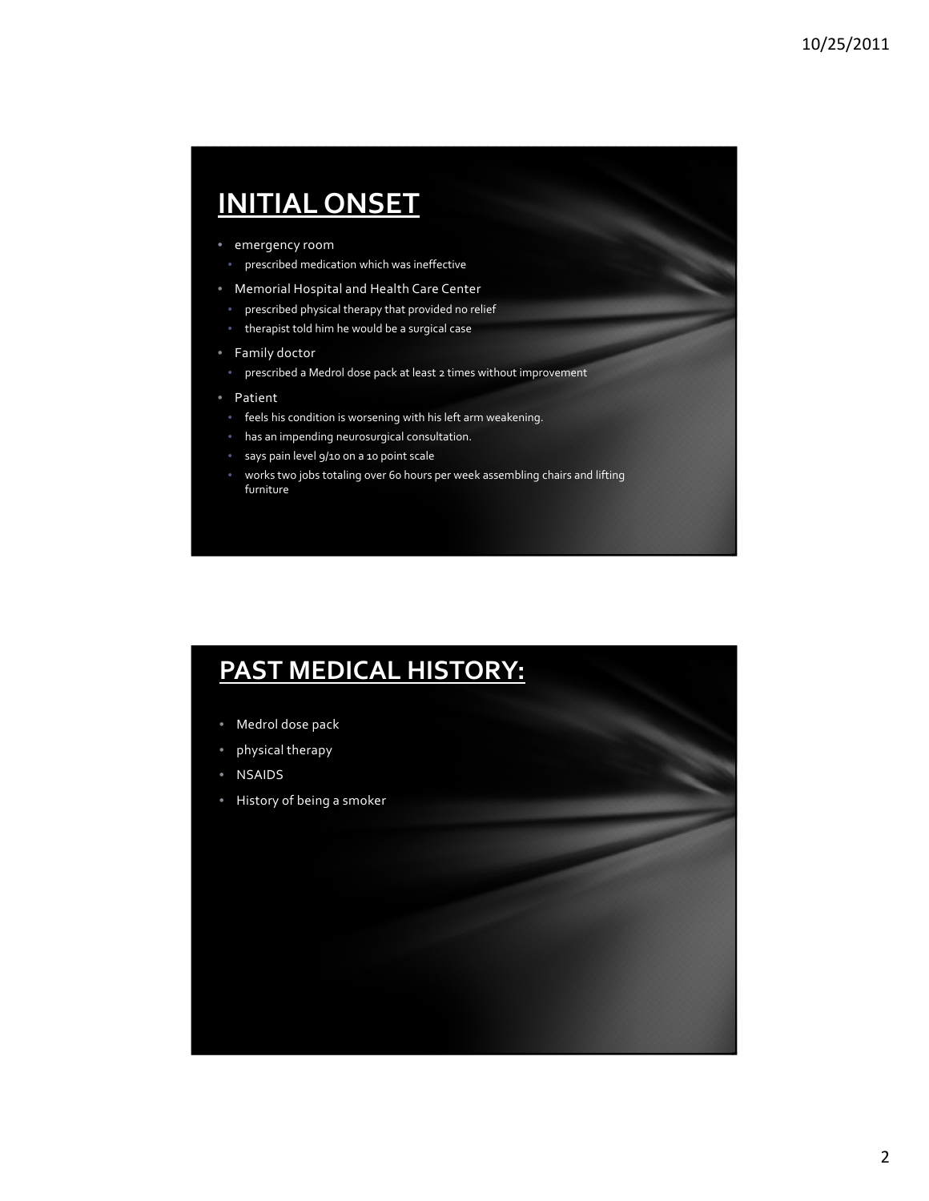# INITIAL ONSET

- emergency room
  - prescribed medication which was ineffective
- Memorial Hospital and Health Care Center
  - prescribed physical therapy that provided no relief
  - therapist told him he would be a surgical case
- Family doctor
  - prescribed a Medrol dose pack at least 2 times without improvement
- Patient
  - feels his condition is worsening with his left arm weakening.
  - has an impending neurosurgical consultation.
  - says pain level 9/10 on a 10 point scale
  - works two jobs totaling over 60 hours per week assembling chairs and lifting furniture

# PAST MEDICAL HISTORY:

- Medrol dose pack
- physical therapy
- NSAIDS
- History of being a smoker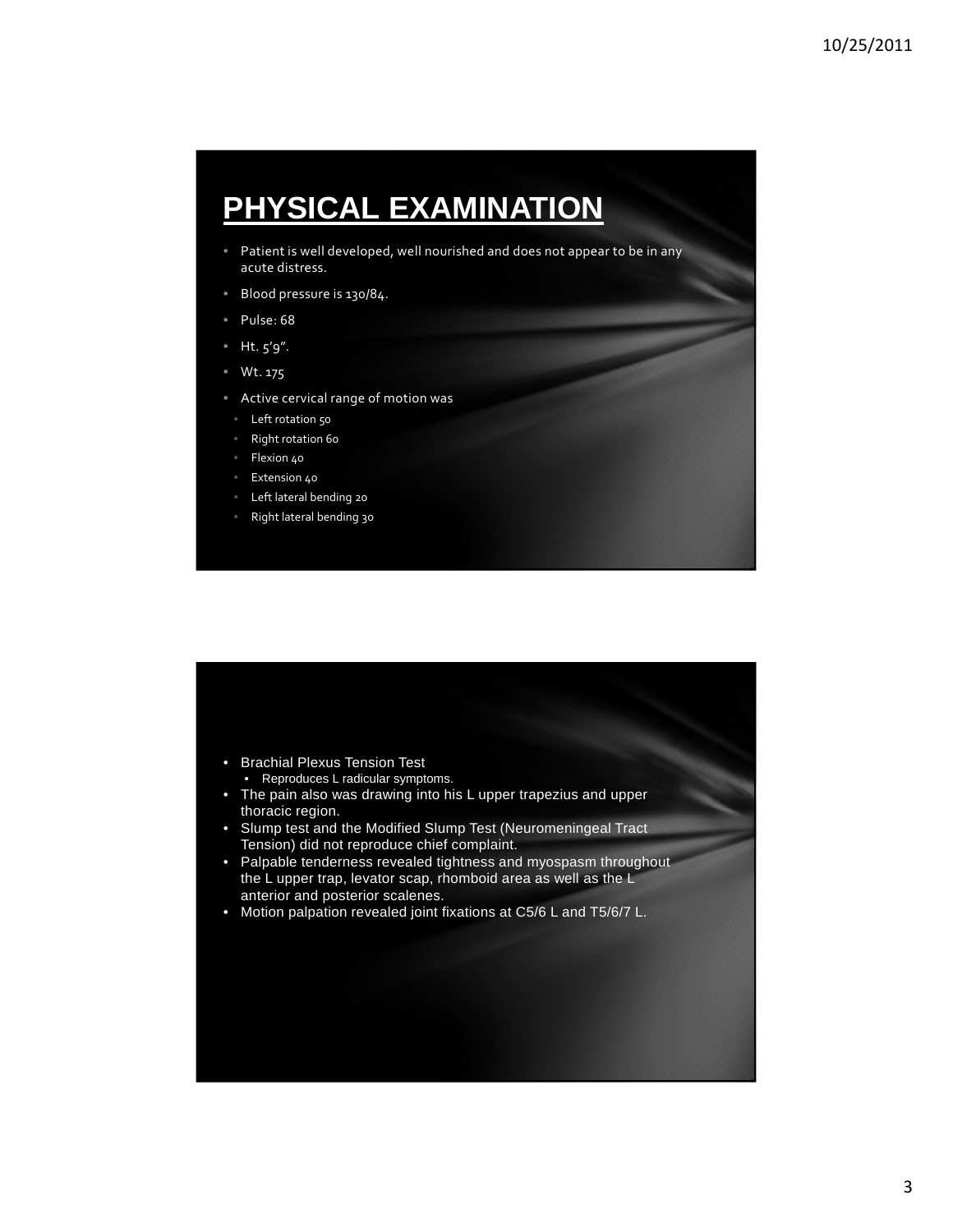# PHYSICAL EXAMINATION

- Patient is well developed, well nourished and does not appear to be in any acute distress.
- Blood pressure is 130/84.
- Pulse: 68
- Ht. 5'9".
- Wt. 175
- Active cervical range of motion was
  - Left rotation 50
  - Right rotation 60
  - Flexion 40
  - Extension 40
  - Left lateral bending 20
  - Right lateral bending 30

---

- Brachial Plexus Tension Test
  - Reproduces L radicular symptoms.
- The pain also was drawing into his L upper trapezius and upper thoracic region.
- Slump test and the Modified Slump Test (Neuromeningeal Tract Tension) did not reproduce chief complaint.
- Palpable tenderness revealed tightness and myospasm throughout the L upper trap, levator scap, rhomboid area as well as the L anterior and posterior scalenes.
- Motion palpation revealed joint fixations at C5/6 L and T5/6/7 L.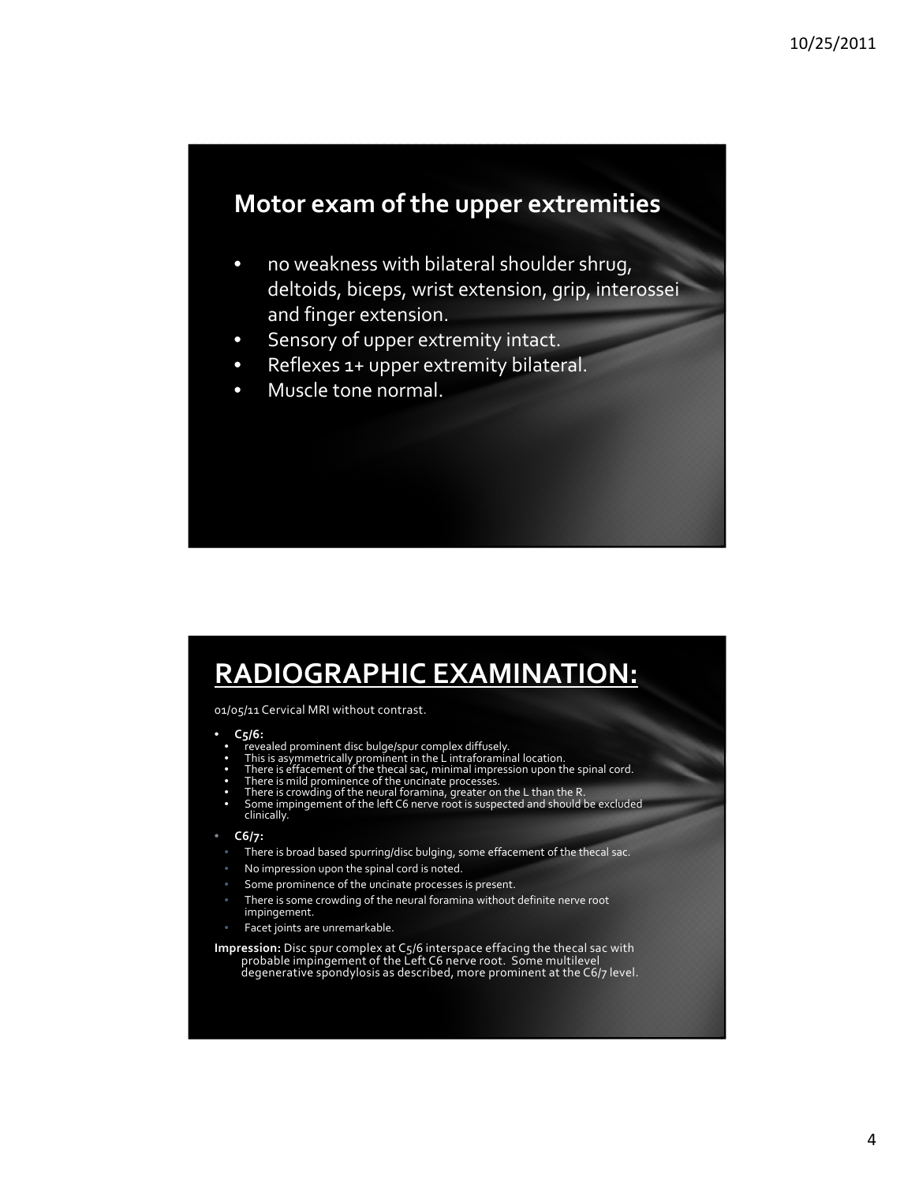## Motor exam of the upper extremities

- no weakness with bilateral shoulder shrug, deltoids, biceps, wrist extension, grip, interossei and finger extension.
- Sensory of upper extremity intact.
- Reflexes 1+ upper extremity bilateral.
- Muscle tone normal.

## RADIOGRAPHIC EXAMINATION:

01/05/11 Cervical MRI without contrast.

- **C5/6:**
  - revealed prominent disc bulge/spur complex diffusely.
  - This is asymmetrically prominent in the L intraforaminal location.
  - There is effacement of the thecal sac, minimal impression upon the spinal cord.
  - There is mild prominence of the uncinate processes.
  - There is crowding of the neural foramina, greater on the L than the R.
  - Some impingement of the left C6 nerve root is suspected and should be excluded clinically.
- **C6/7:**
  - There is broad based spurring/disc bulging, some effacement of the thecal sac.
  - No impression upon the spinal cord is noted.
  - Some prominence of the uncinate processes is present.
  - There is some crowding of the neural foramina without definite nerve root impingement.
  - Facet joints are unremarkable.

**Impression:** Disc spur complex at C5/6 interspace effacing the thecal sac with probable impingement of the Left C6 nerve root. Some multilevel degenerative spondylosis as described, more prominent at the C6/7 level.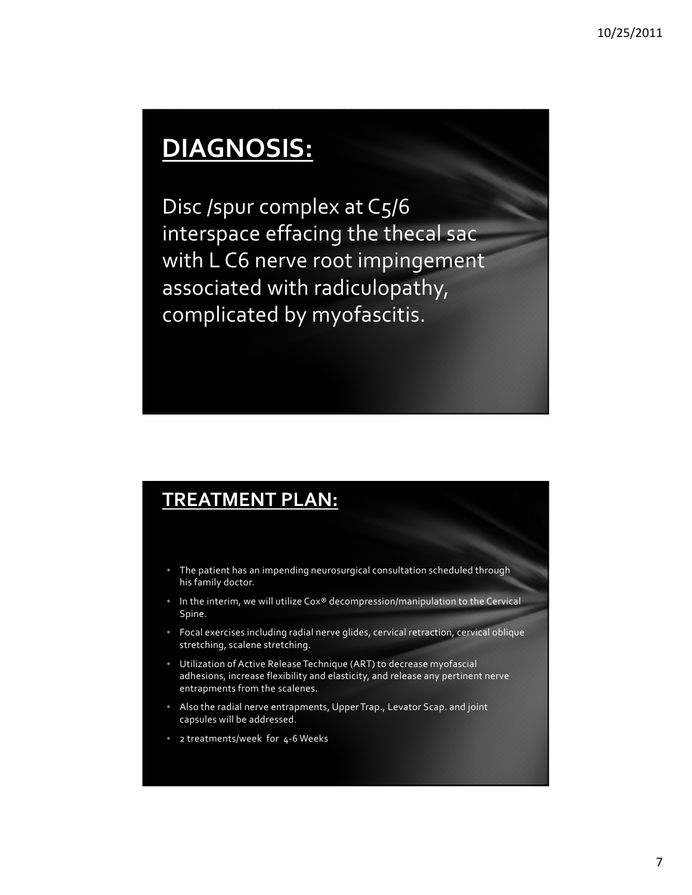## DIAGNOSIS:

Disc /spur complex at C5/6 interspace effacing the thecal sac with L C6 nerve root impingement associated with radiculopathy, complicated by myofascitis.

## TREATMENT PLAN:

- The patient has an impending neurosurgical consultation scheduled through his family doctor.
- In the interim, we will utilize Cox® decompression/manipulation to the Cervical Spine.
- Focal exercises including radial nerve glides, cervical retraction, cervical oblique stretching, scalene stretching.
- Utilization of Active Release Technique (ART) to decrease myofascial adhesions, increase flexibility and elasticity, and release any pertinent nerve entrapments from the scalenes.
- Also the radial nerve entrapments, Upper Trap., Levator Scap. and joint capsules will be addressed.
- 2 treatments/week for 4-6 Weeks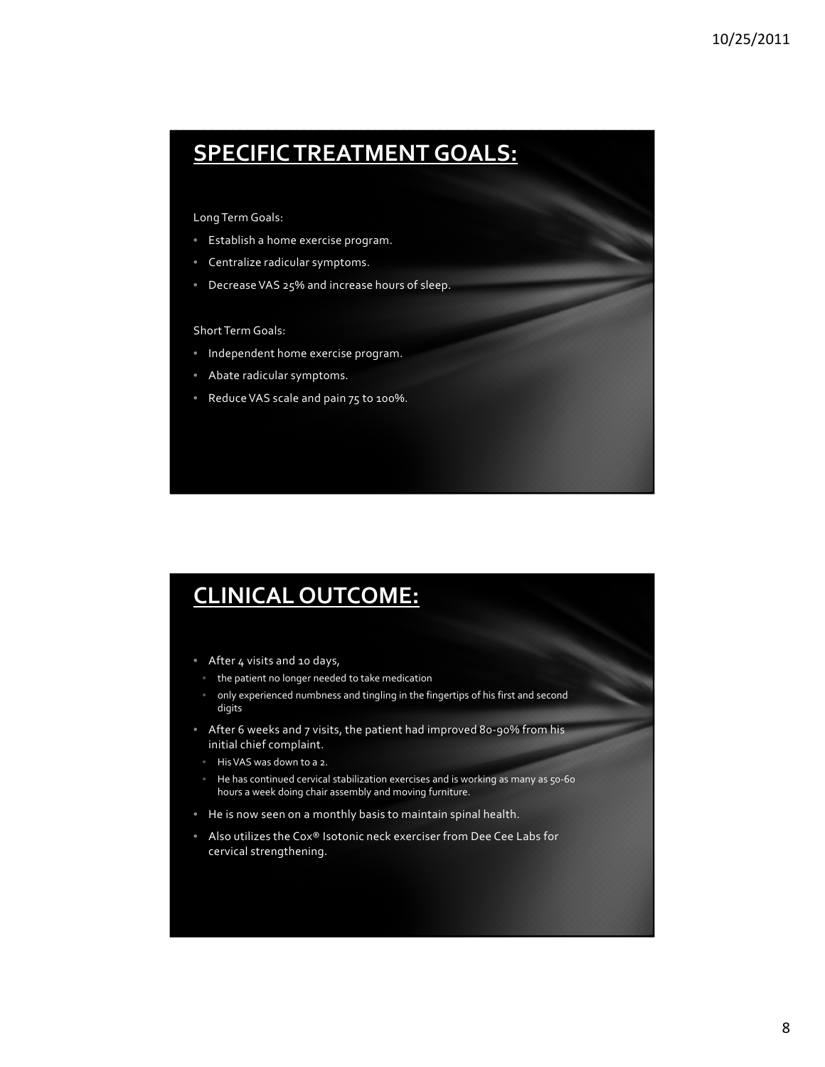## SPECIFIC TREATMENT GOALS:

Long Term Goals:

- Establish a home exercise program.
- Centralize radicular symptoms.
- Decrease VAS 25% and increase hours of sleep.

Short Term Goals:

- Independent home exercise program.
- Abate radicular symptoms.
- Reduce VAS scale and pain 75 to 100%.

## CLINICAL OUTCOME:

- After 4 visits and 10 days,
  - the patient no longer needed to take medication
  - only experienced numbness and tingling in the fingertips of his first and second digits
- After 6 weeks and 7 visits, the patient had improved 80-90% from his initial chief complaint.
  - His VAS was down to a 2.
  - He has continued cervical stabilization exercises and is working as many as 50-60 hours a week doing chair assembly and moving furniture.
- He is now seen on a monthly basis to maintain spinal health.
- Also utilizes the Cox® Isotonic neck exerciser from Dee Cee Labs for cervical strengthening.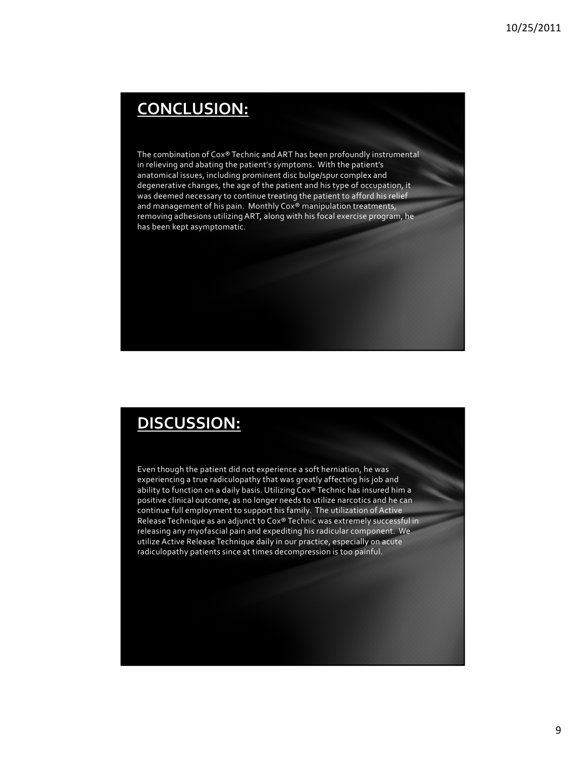## CONCLUSION:

The combination of Cox® Technic and ART has been profoundly instrumental in relieving and abating the patient's symptoms. With the patient's anatomical issues, including prominent disc bulge/spur complex and degenerative changes, the age of the patient and his type of occupation, it was deemed necessary to continue treating the patient to afford his relief and management of his pain. Monthly Cox® manipulation treatments, removing adhesions utilizing ART, along with his focal exercise program, he has been kept asymptomatic.

## DISCUSSION:

Even though the patient did not experience a soft herniation, he was experiencing a true radiculopathy that was greatly affecting his job and ability to function on a daily basis. Utilizing Cox® Technic has insured him a positive clinical outcome, as no longer needs to utilize narcotics and he can continue full employment to support his family. The utilization of Active Release Technique as an adjunct to Cox® Technic was extremely successful in releasing any myofascial pain and expediting his radicular component. We utilize Active Release Technique daily in our practice, especially on acute radiculopathy patients since at times decompression is too painful.